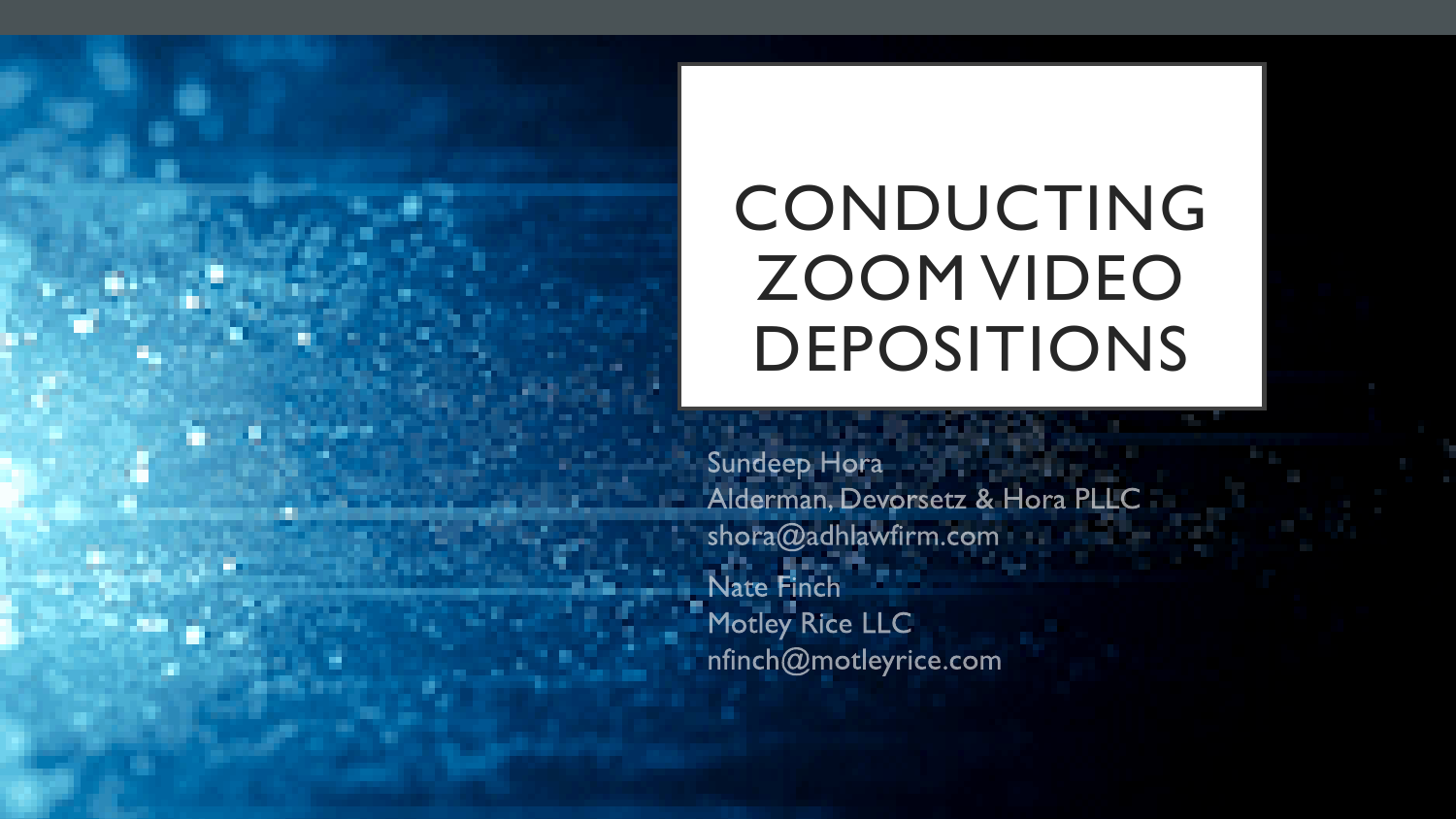# CONDUCTING ZOOM VIDEO DEPOSITIONS

Sundeep Hora
Alderman, Devorsetz & Hora PLLC
shora@adhlawfirm.com

Nate Finch
Motley Rice LLC
nfinch@motleyrice.com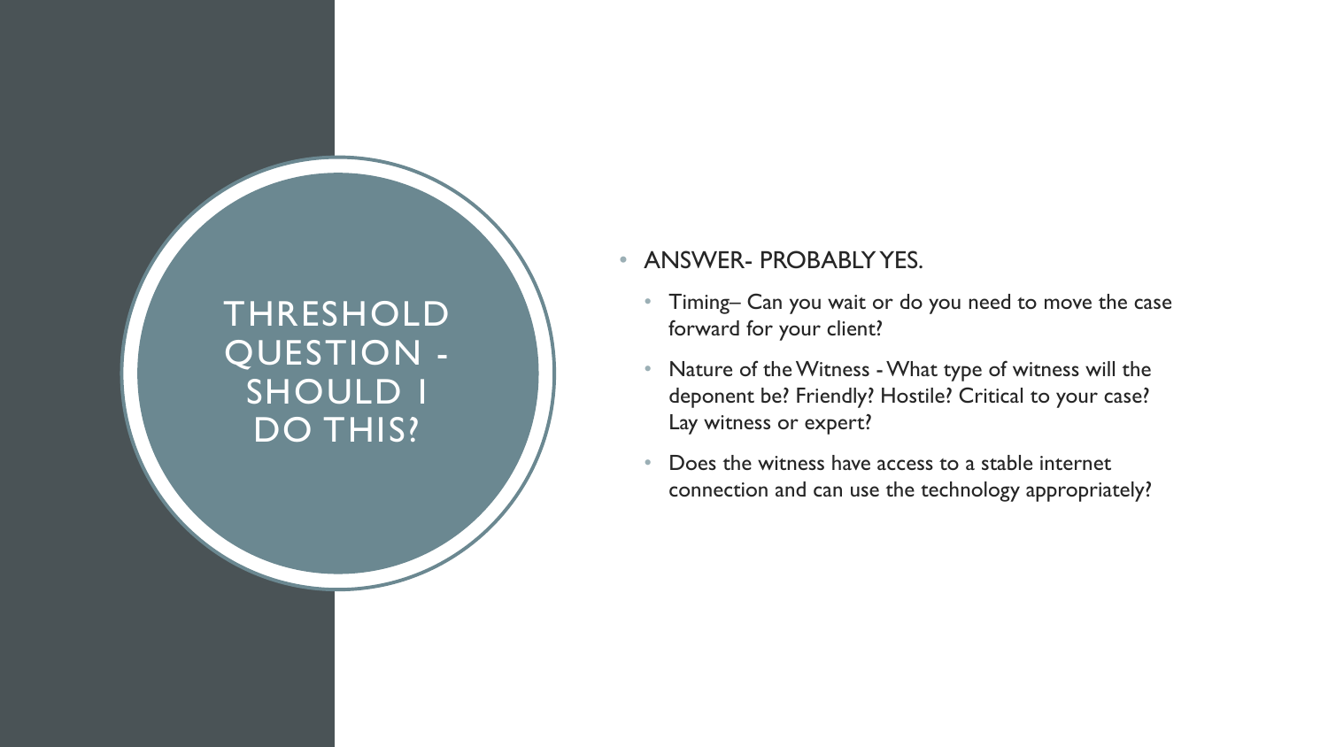# THRESHOLD QUESTION - SHOULD I DO THIS?

- ANSWER- PROBABLY YES.
  - Timing– Can you wait or do you need to move the case forward for your client?
  - Nature of the Witness - What type of witness will the deponent be? Friendly? Hostile? Critical to your case? Lay witness or expert?
  - Does the witness have access to a stable internet connection and can use the technology appropriately?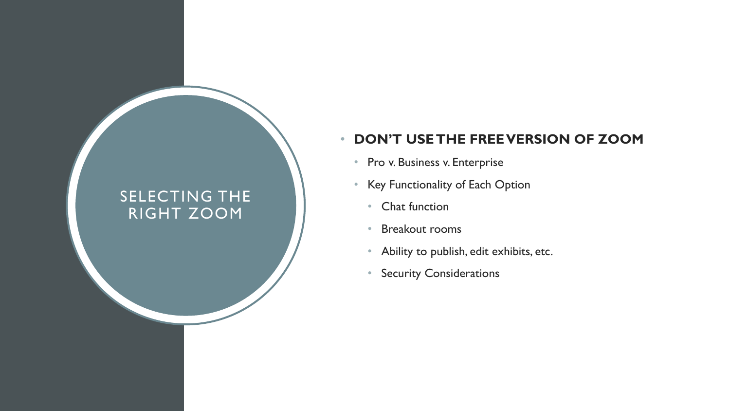# SELECTING THE RIGHT ZOOM

- **DON'T USE THE FREE VERSION OF ZOOM**
  - Pro v. Business v. Enterprise
  - Key Functionality of Each Option
    - Chat function
    - Breakout rooms
    - Ability to publish, edit exhibits, etc.
    - Security Considerations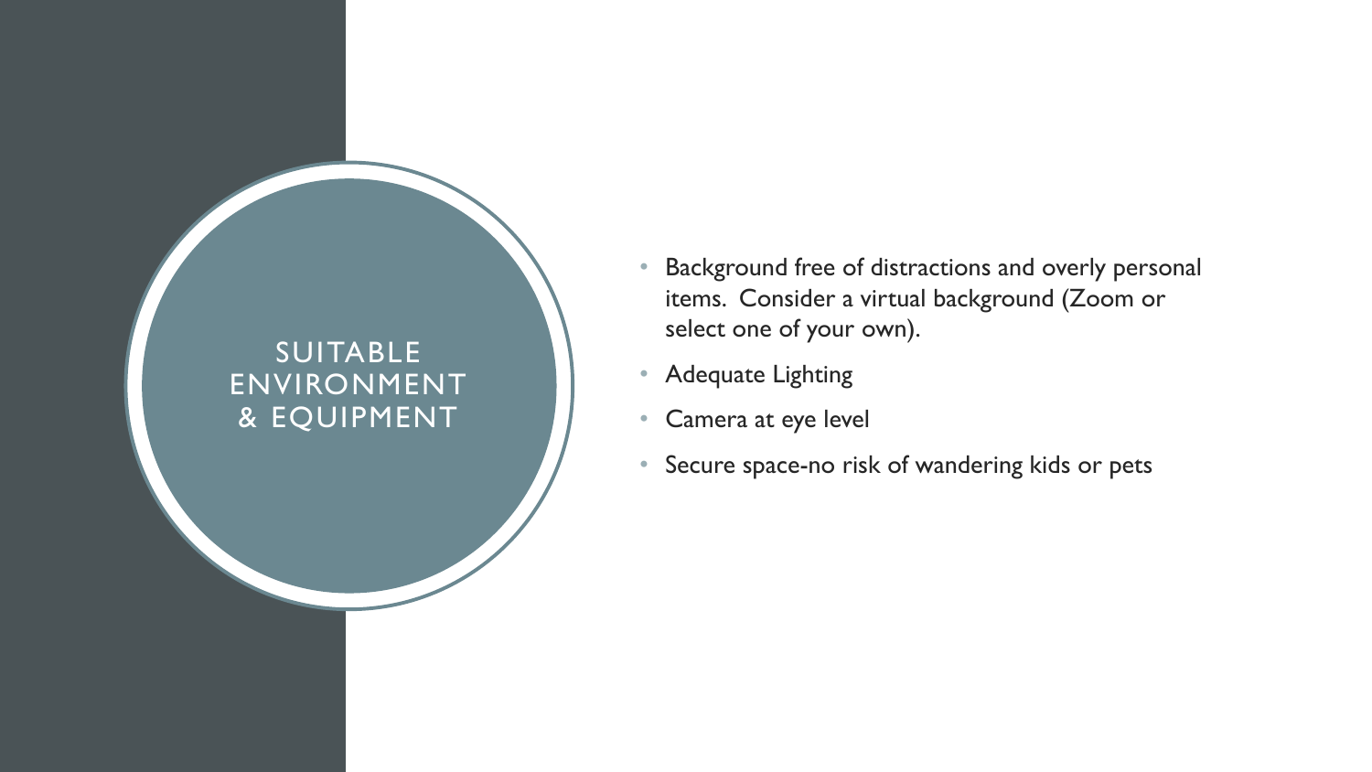# SUITABLE ENVIRONMENT & EQUIPMENT

- Background free of distractions and overly personal items. Consider a virtual background (Zoom or select one of your own).
- Adequate Lighting
- Camera at eye level
- Secure space-no risk of wandering kids or pets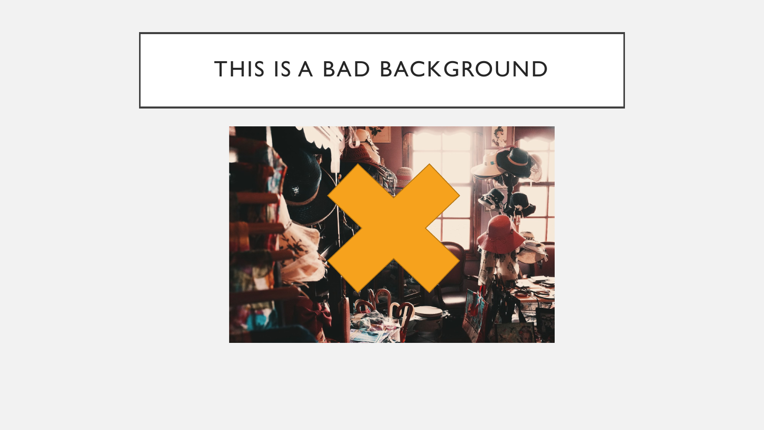# THIS IS A BAD BACKGROUND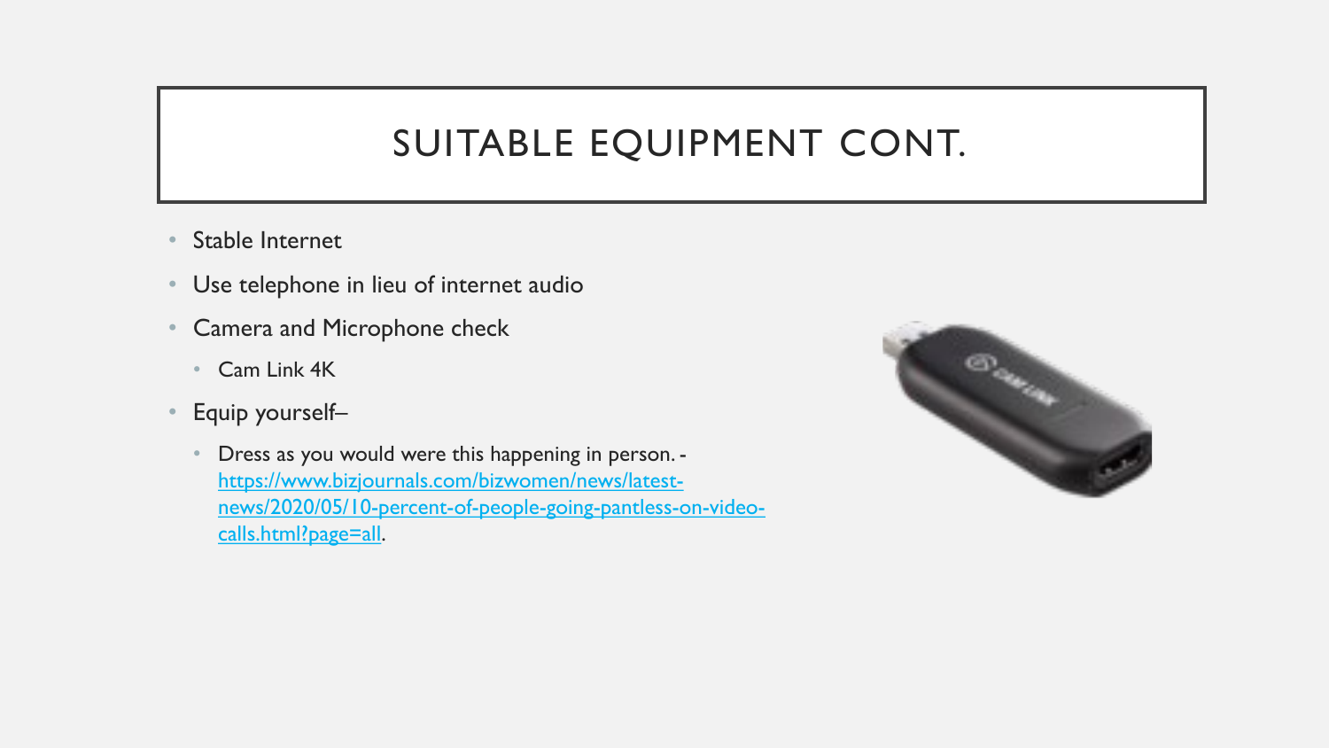# SUITABLE EQUIPMENT CONT.

- Stable Internet
- Use telephone in lieu of internet audio
- Camera and Microphone check
  - Cam Link 4K
- Equip yourself–
  - Dress as you would were this happening in person. - [https://www.bizjournals.com/bizwomen/news/latest-news/2020/05/10-percent-of-people-going-pantless-on-video-calls.html?page=all](https://www.bizjournals.com/bizwomen/news/latest-news/2020/05/10-percent-of-people-going-pantless-on-video-calls.html?page=all).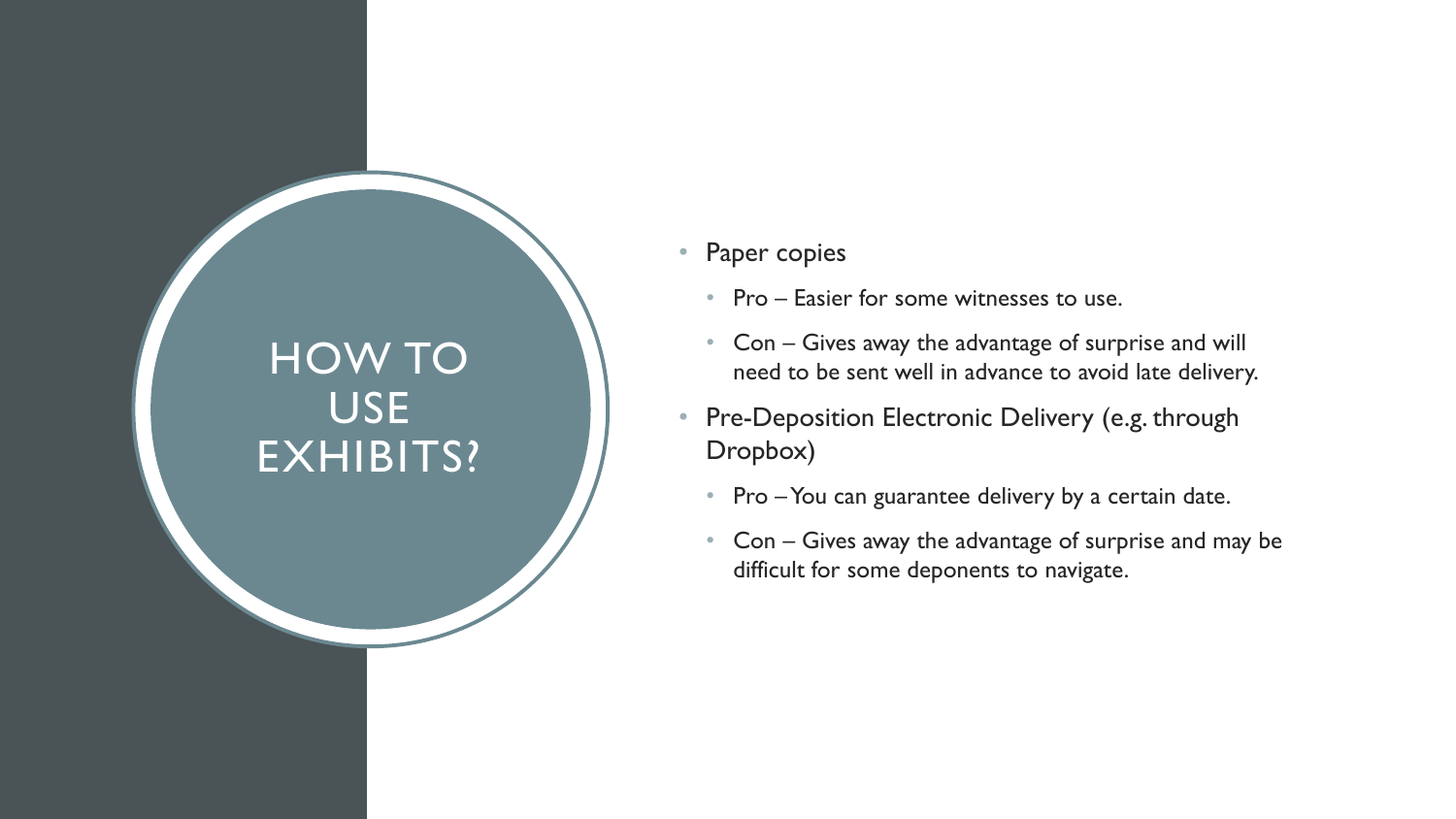# HOW TO USE EXHIBITS?

- Paper copies
  - Pro – Easier for some witnesses to use.
  - Con – Gives away the advantage of surprise and will need to be sent well in advance to avoid late delivery.
- Pre-Deposition Electronic Delivery (e.g. through Dropbox)
  - Pro – You can guarantee delivery by a certain date.
  - Con – Gives away the advantage of surprise and may be difficult for some deponents to navigate.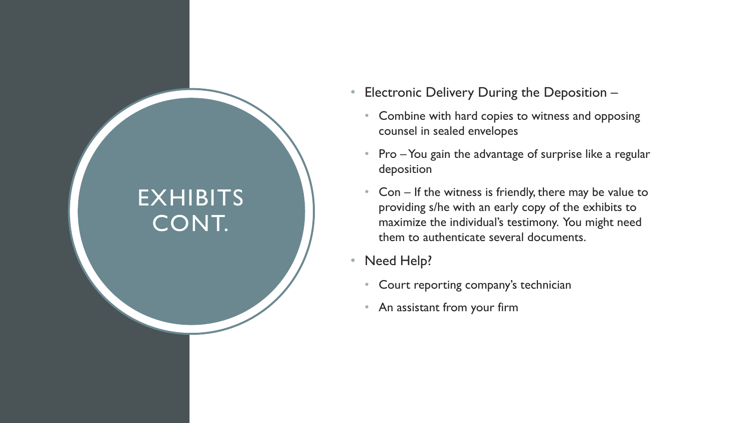# EXHIBITS CONT.

- Electronic Delivery During the Deposition –
  - Combine with hard copies to witness and opposing counsel in sealed envelopes
  - Pro – You gain the advantage of surprise like a regular deposition
  - Con – If the witness is friendly, there may be value to providing s/he with an early copy of the exhibits to maximize the individual's testimony. You might need them to authenticate several documents.
- Need Help?
  - Court reporting company's technician
  - An assistant from your firm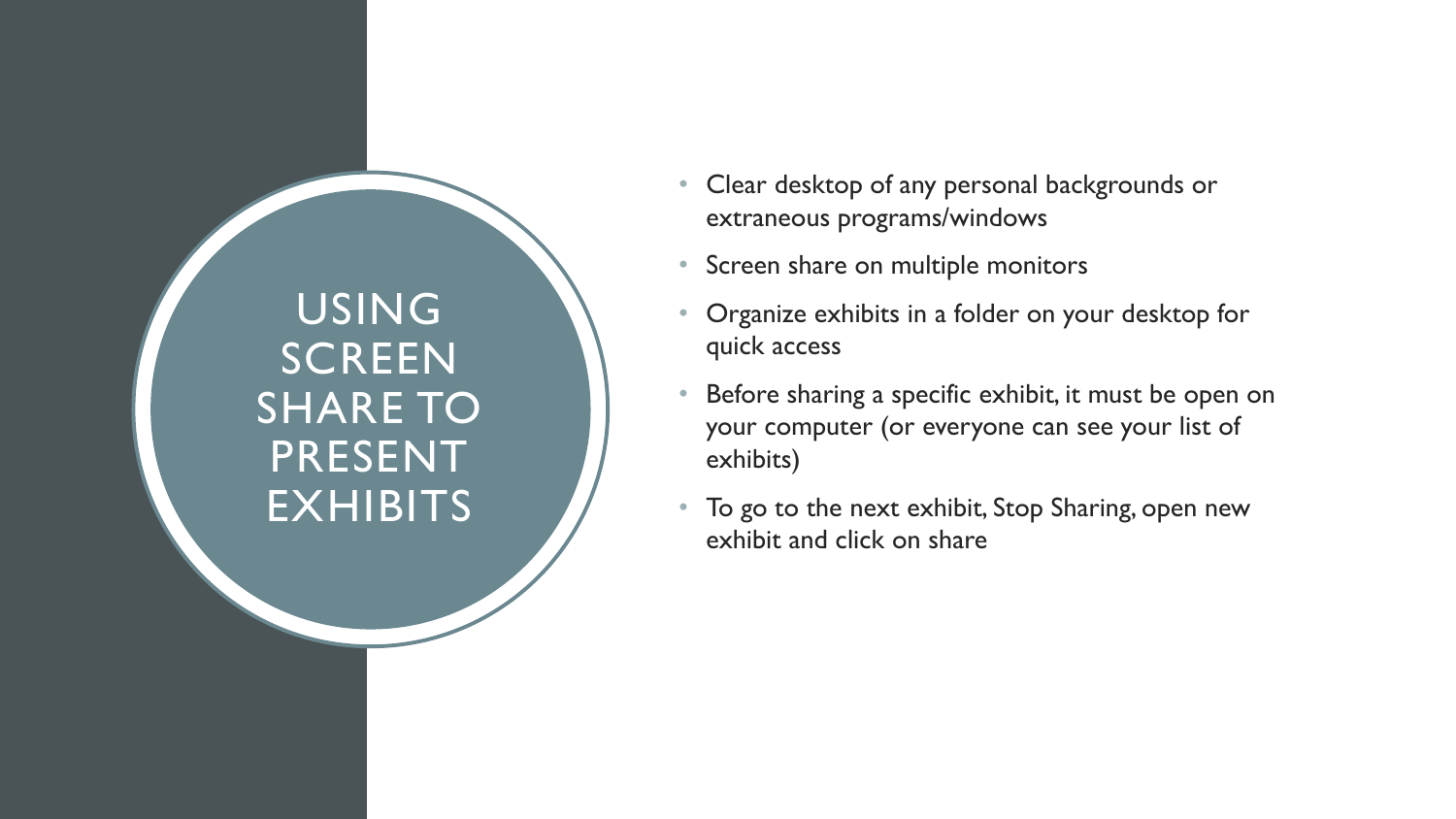# USING SCREEN SHARE TO PRESENT EXHIBITS

- Clear desktop of any personal backgrounds or extraneous programs/windows
- Screen share on multiple monitors
- Organize exhibits in a folder on your desktop for quick access
- Before sharing a specific exhibit, it must be open on your computer (or everyone can see your list of exhibits)
- To go to the next exhibit, Stop Sharing, open new exhibit and click on share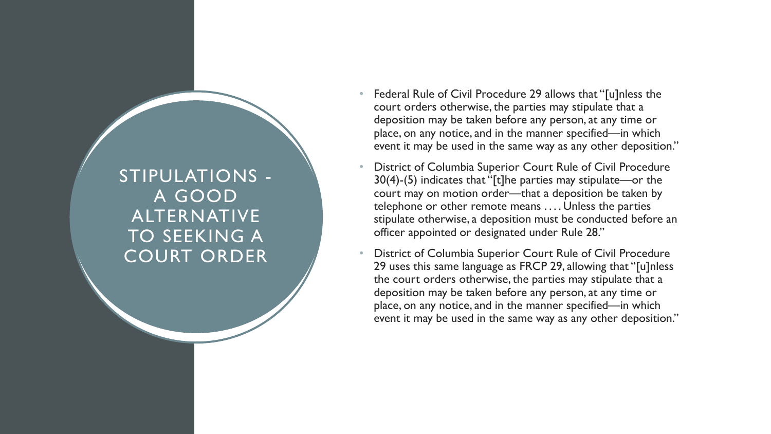# STIPULATIONS - A GOOD ALTERNATIVE TO SEEKING A COURT ORDER

- Federal Rule of Civil Procedure 29 allows that "[u]nless the court orders otherwise, the parties may stipulate that a deposition may be taken before any person, at any time or place, on any notice, and in the manner specified—in which event it may be used in the same way as any other deposition."
- District of Columbia Superior Court Rule of Civil Procedure 30(4)-(5) indicates that "[t]he parties may stipulate—or the court may on motion order—that a deposition be taken by telephone or other remote means . . . . Unless the parties stipulate otherwise, a deposition must be conducted before an officer appointed or designated under Rule 28."
- District of Columbia Superior Court Rule of Civil Procedure 29 uses this same language as FRCP 29, allowing that "[u]nless the court orders otherwise, the parties may stipulate that a deposition may be taken before any person, at any time or place, on any notice, and in the manner specified—in which event it may be used in the same way as any other deposition."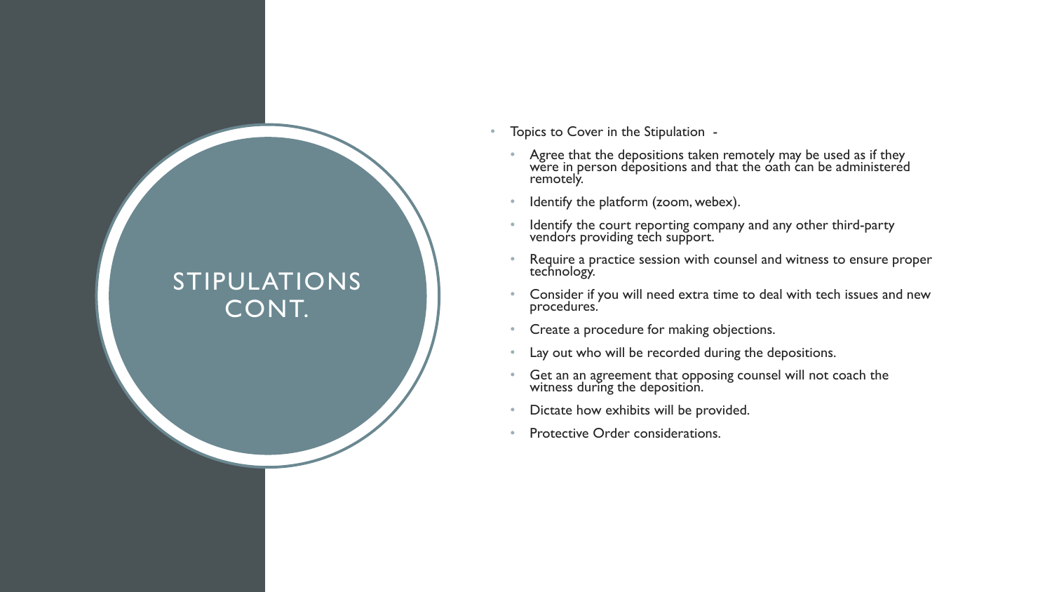# STIPULATIONS CONT.

- Topics to Cover in the Stipulation -
  - Agree that the depositions taken remotely may be used as if they were in person depositions and that the oath can be administered remotely.
  - Identify the platform (zoom, webex).
  - Identify the court reporting company and any other third-party vendors providing tech support.
  - Require a practice session with counsel and witness to ensure proper technology.
  - Consider if you will need extra time to deal with tech issues and new procedures.
  - Create a procedure for making objections.
  - Lay out who will be recorded during the depositions.
  - Get an an agreement that opposing counsel will not coach the witness during the deposition.
  - Dictate how exhibits will be provided.
  - Protective Order considerations.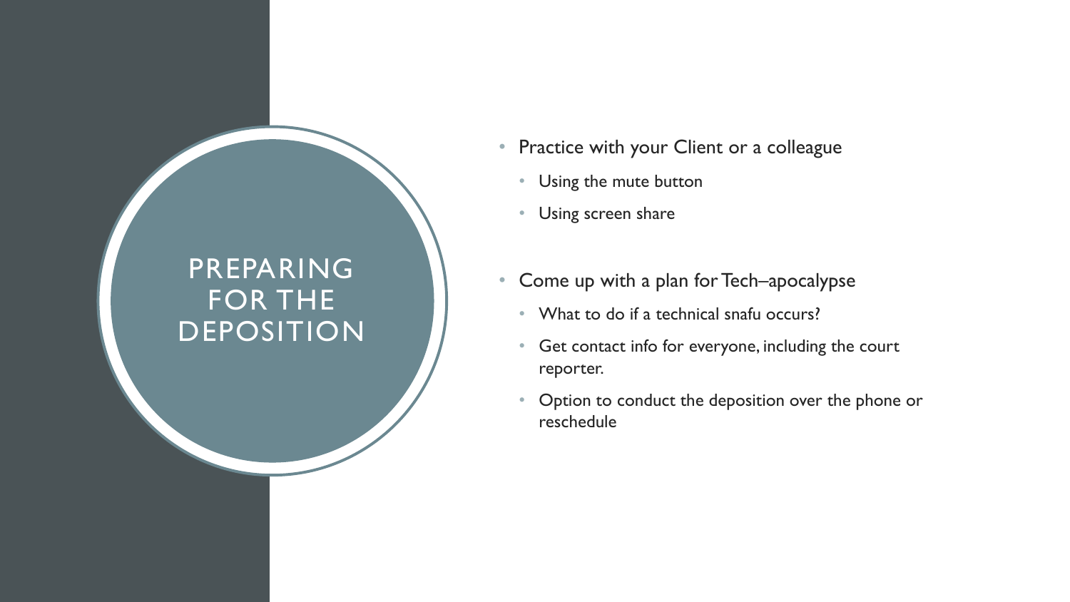# PREPARING FOR THE DEPOSITION

- Practice with your Client or a colleague
  - Using the mute button
  - Using screen share
- Come up with a plan for Tech–apocalypse
  - What to do if a technical snafu occurs?
  - Get contact info for everyone, including the court reporter.
  - Option to conduct the deposition over the phone or reschedule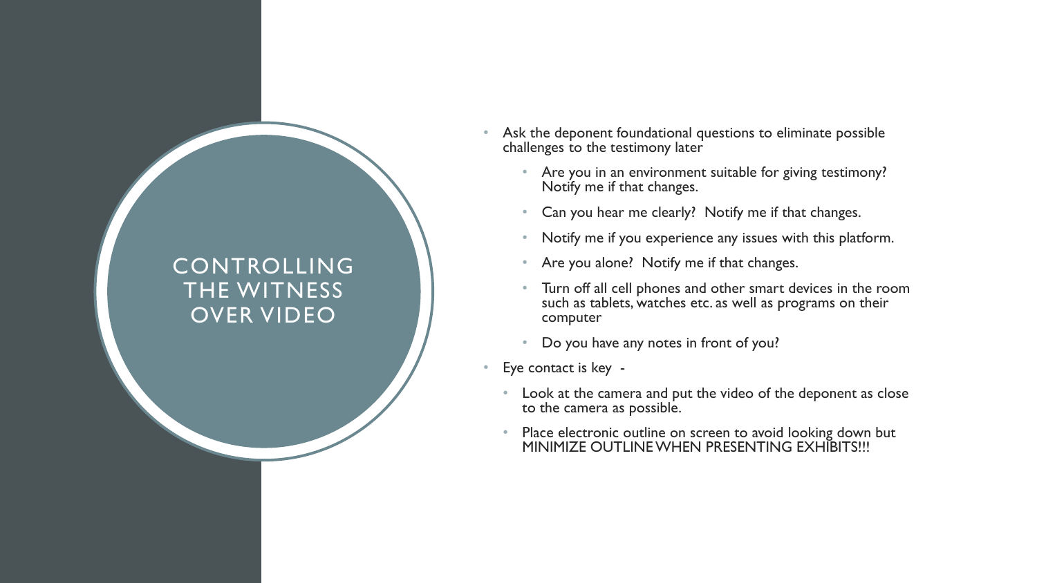# CONTROLLING THE WITNESS OVER VIDEO

- Ask the deponent foundational questions to eliminate possible challenges to the testimony later
  - Are you in an environment suitable for giving testimony? Notify me if that changes.
  - Can you hear me clearly? Notify me if that changes.
  - Notify me if you experience any issues with this platform.
  - Are you alone? Notify me if that changes.
  - Turn off all cell phones and other smart devices in the room such as tablets, watches etc. as well as programs on their computer
  - Do you have any notes in front of you?
- Eye contact is key -
  - Look at the camera and put the video of the deponent as close to the camera as possible.
  - Place electronic outline on screen to avoid looking down but MINIMIZE OUTLINE WHEN PRESENTING EXHIBITS!!!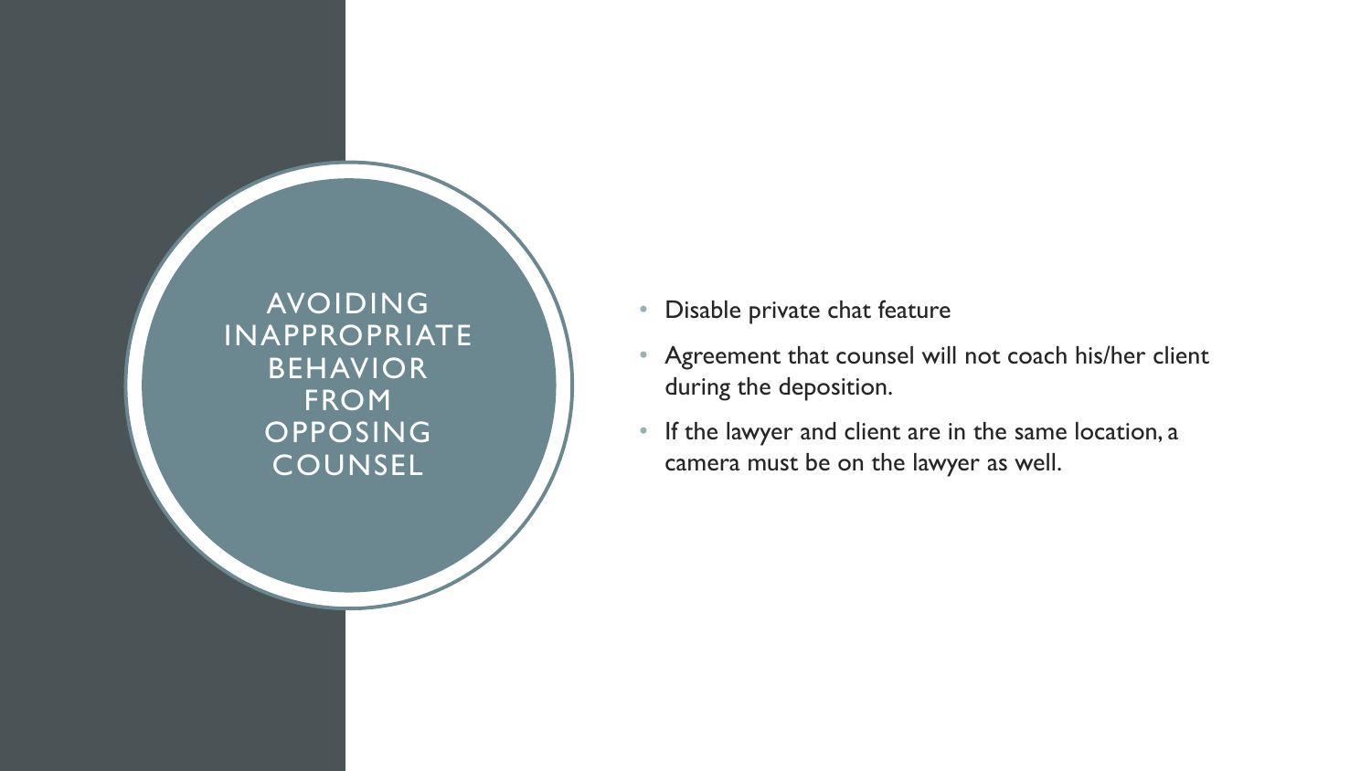# AVOIDING INAPPROPRIATE BEHAVIOR FROM OPPOSING COUNSEL

- Disable private chat feature
- Agreement that counsel will not coach his/her client during the deposition.
- If the lawyer and client are in the same location, a camera must be on the lawyer as well.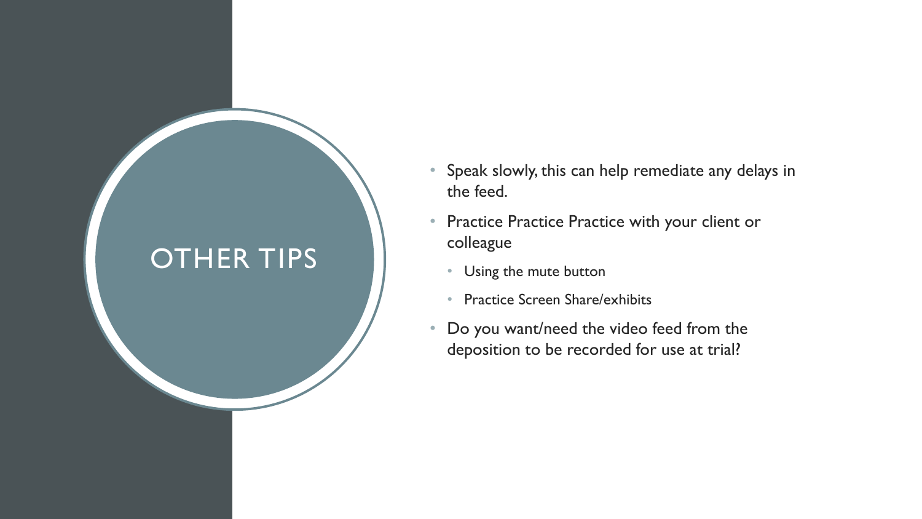# OTHER TIPS

- Speak slowly, this can help remediate any delays in the feed.
- Practice Practice Practice with your client or colleague
  - Using the mute button
  - Practice Screen Share/exhibits
- Do you want/need the video feed from the deposition to be recorded for use at trial?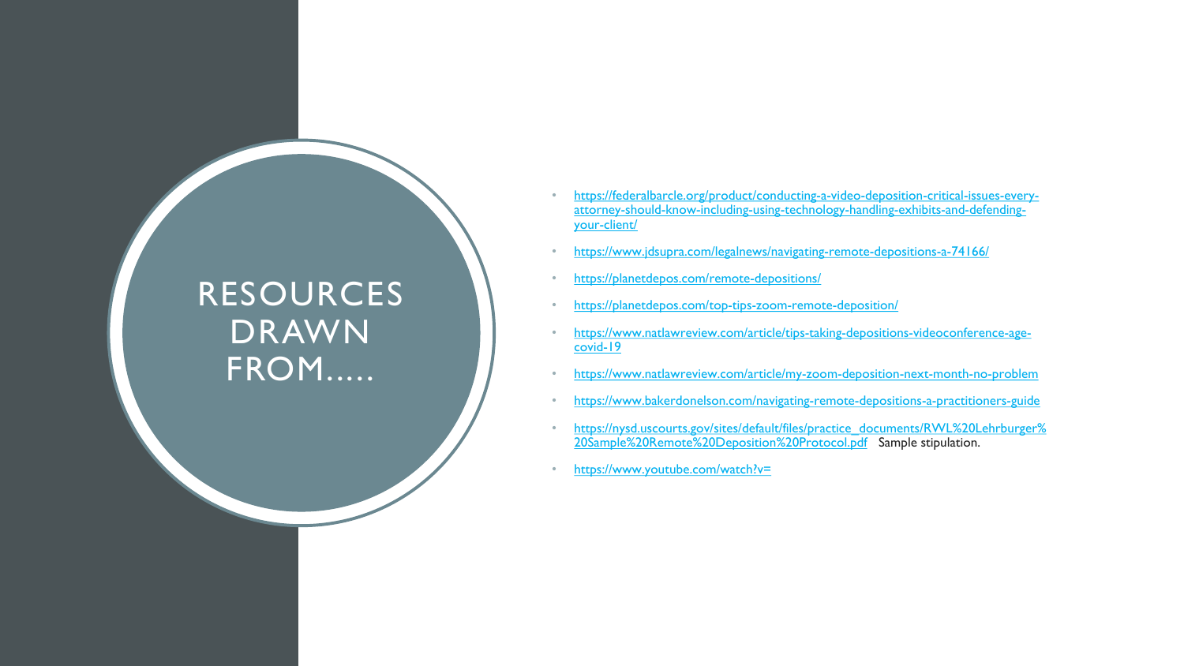# RESOURCES DRAWN FROM.....

- https://federalbarcle.org/product/conducting-a-video-deposition-critical-issues-every-attorney-should-know-including-using-technology-handling-exhibits-and-defending-your-client/
- https://www.jdsupra.com/legalnews/navigating-remote-depositions-a-74166/
- https://planetdepos.com/remote-depositions/
- https://planetdepos.com/top-tips-zoom-remote-deposition/
- https://www.natlawreview.com/article/tips-taking-depositions-videoconference-age-covid-19
- https://www.natlawreview.com/article/my-zoom-deposition-next-month-no-problem
- https://www.bakerdonelson.com/navigating-remote-depositions-a-practitioners-guide
- https://nysd.uscourts.gov/sites/default/files/practice_documents/RWL%20Lehrburger%20Sample%20Remote%20Deposition%20Protocol.pdf Sample stipulation.
- https://www.youtube.com/watch?v=